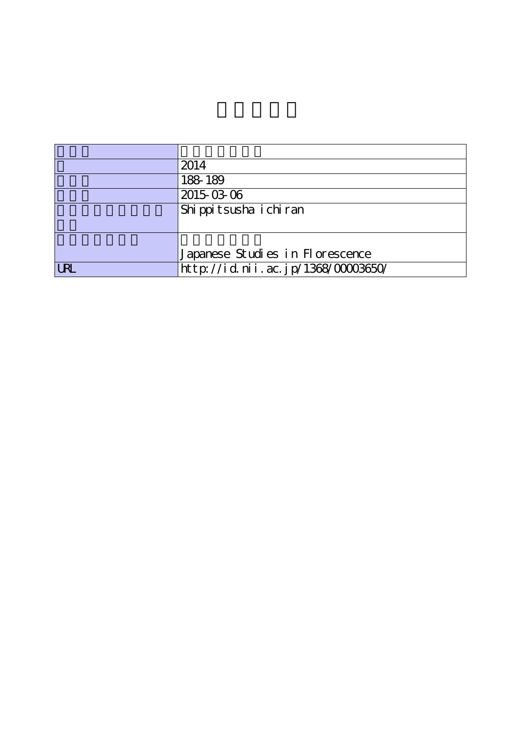| | |
|---|---|
| | |
| | 2014 |
| | 188-189 |
| | 2015-03-06 |
| | Shippitsusha ichiran |
| | Japanese Studies in Florescence |
| URL | http://id.nii.ac.jp/1368/00003650/ |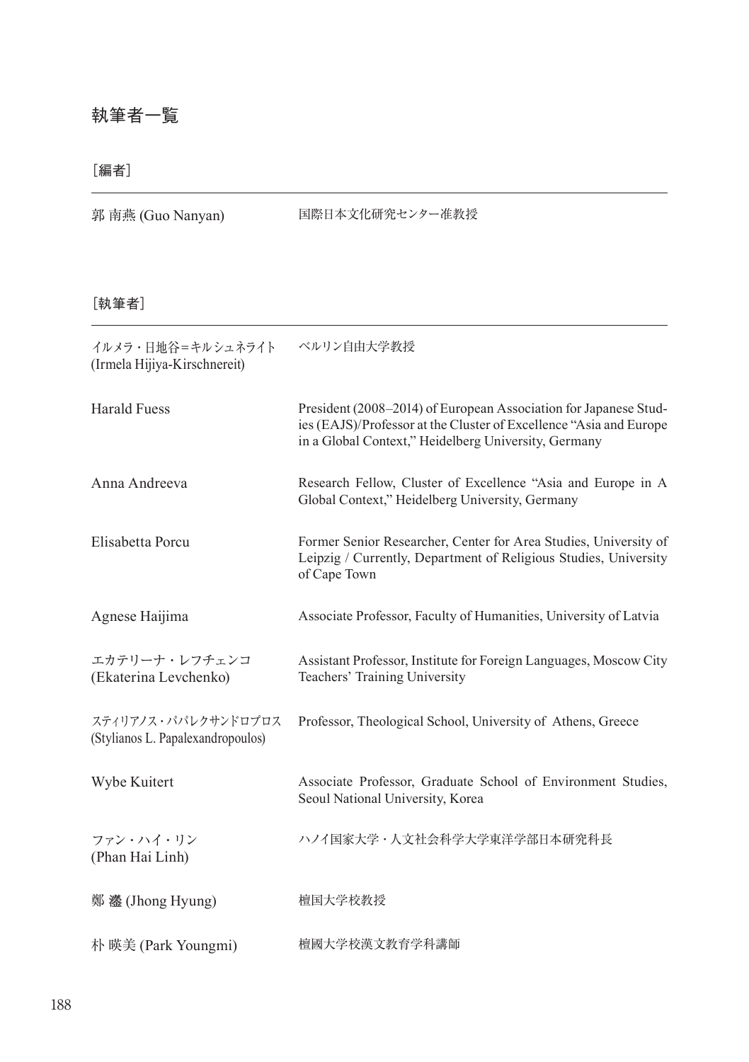# 執筆者一覧

［編者］

| | |
|---|---|
| 郭 南燕 (Guo Nanyan) | 国際日本文化研究センター准教授 |

［執筆者］

| | |
|---|---|
| イルメラ・日地谷=キルシュネライト (Irmela Hijiya-Kirschnereit) | ベルリン自由大学教授 |
| Harald Fuess | President (2008–2014) of European Association for Japanese Studies (EAJS)/Professor at the Cluster of Excellence "Asia and Europe in a Global Context," Heidelberg University, Germany |
| Anna Andreeva | Research Fellow, Cluster of Excellence "Asia and Europe in A Global Context," Heidelberg University, Germany |
| Elisabetta Porcu | Former Senior Researcher, Center for Area Studies, University of Leipzig / Currently, Department of Religious Studies, University of Cape Town |
| Agnese Haijima | Associate Professor, Faculty of Humanities, University of Latvia |
| エカテリーナ・レフチェンコ (Ekaterina Levchenko) | Assistant Professor, Institute for Foreign Languages, Moscow City Teachers' Training University |
| スティリアノス・パパレクサンドロプロス (Stylianos L. Papalexandropoulos) | Professor, Theological School, University of Athens, Greece |
| Wybe Kuitert | Associate Professor, Graduate School of Environment Studies, Seoul National University, Korea |
| ファン・ハイ・リン (Phan Hai Linh) | ハノイ国家大学・人文社会科学大学東洋学部日本研究科長 |
| 鄭 灐 (Jhong Hyung) | 檀国大学校教授 |
| 朴 暎美 (Park Youngmi) | 檀國大学校漢文教育学科講師 |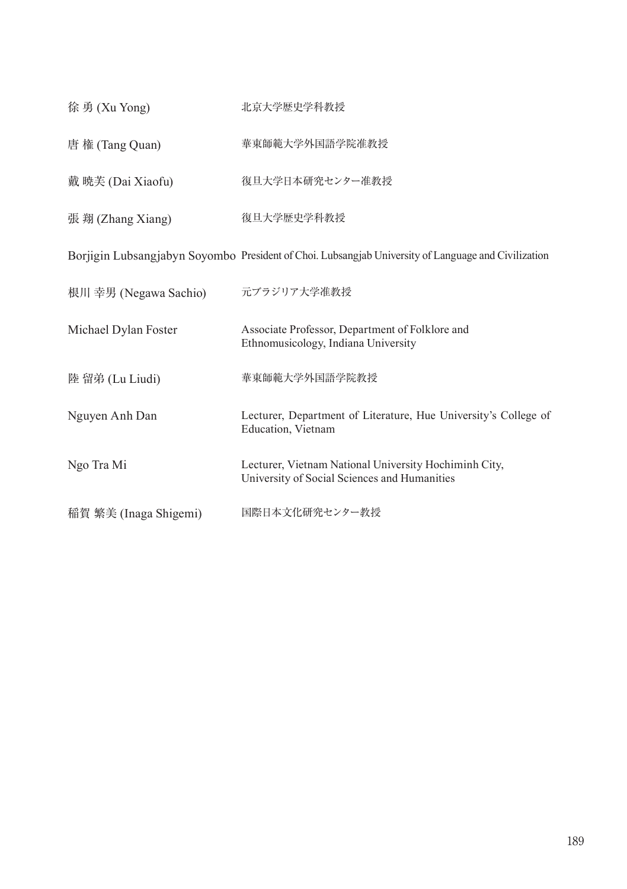| | |
|---|---|
| 徐 勇 (Xu Yong) | 北京大学歴史学科教授 |
| 唐 権 (Tang Quan) | 華東師範大学外国語学院准教授 |
| 戴 暁芙 (Dai Xiaofu) | 復旦大学日本研究センター准教授 |
| 張 翔 (Zhang Xiang) | 復旦大学歴史学科教授 |
| Borjigin Lubsangjabyn Soyombo | President of Choi. Lubsangjab University of Language and Civilization |
| 根川 幸男 (Negawa Sachio) | 元ブラジリア大学准教授 |
| Michael Dylan Foster | Associate Professor, Department of Folklore and Ethnomusicology, Indiana University |
| 陸 留弟 (Lu Liudi) | 華東師範大学外国語学院教授 |
| Nguyen Anh Dan | Lecturer, Department of Literature, Hue University's College of Education, Vietnam |
| Ngo Tra Mi | Lecturer, Vietnam National University Hochiminh City, University of Social Sciences and Humanities |
| 稲賀 繁美 (Inaga Shigemi) | 国際日本文化研究センター教授 |